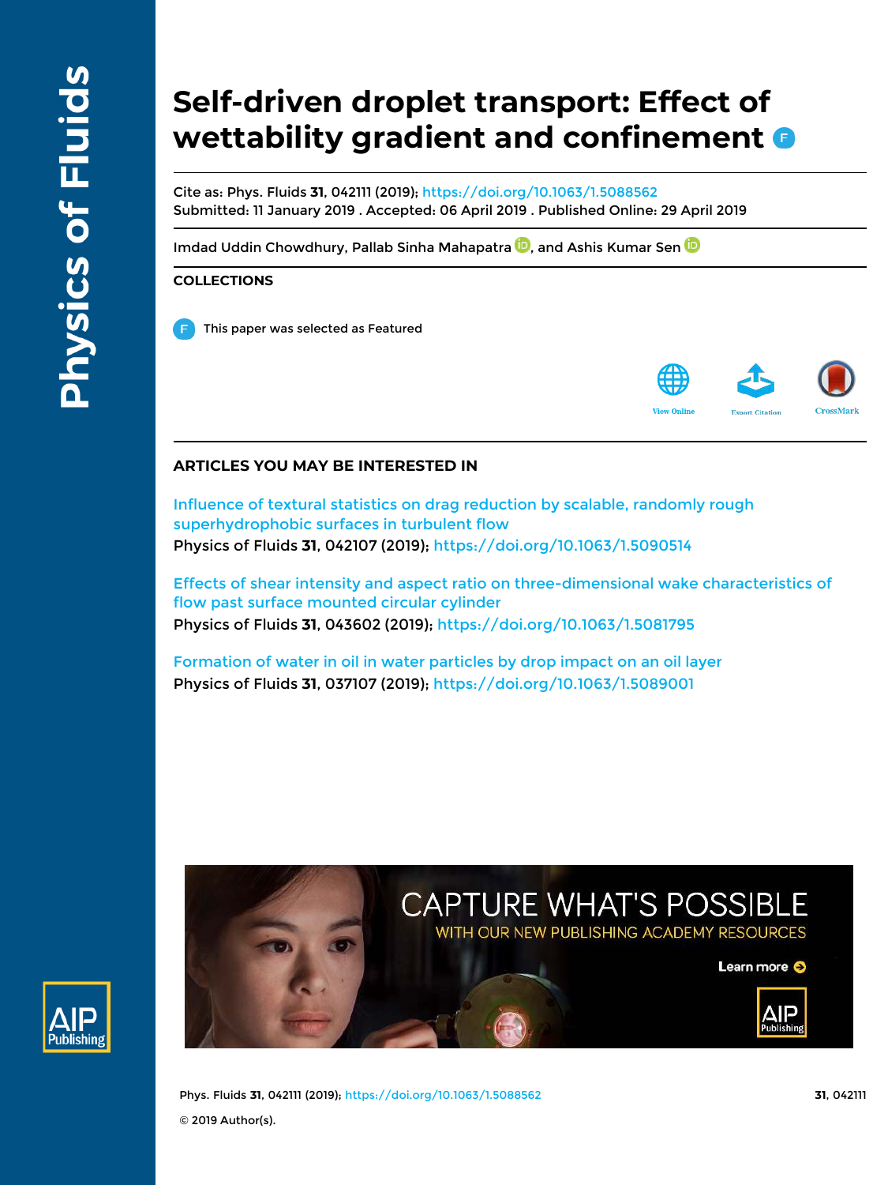# Self-driven droplet transport: Effect of wettability gradient and confinement

Cite as: Phys. Fluids **31**, 042111 (2019); https://doi.org/10.1063/1.5088562
Submitted: 11 January 2019 . Accepted: 06 April 2019 . Published Online: 29 April 2019

Imdad Uddin Chowdhury, Pallab Sinha Mahapatra, and Ashis Kumar Sen

## COLLECTIONS

This paper was selected as Featured

## ARTICLES YOU MAY BE INTERESTED IN

Influence of textural statistics on drag reduction by scalable, randomly rough superhydrophobic surfaces in turbulent flow
Physics of Fluids **31**, 042107 (2019); https://doi.org/10.1063/1.5090514

Effects of shear intensity and aspect ratio on three-dimensional wake characteristics of flow past surface mounted circular cylinder
Physics of Fluids **31**, 043602 (2019); https://doi.org/10.1063/1.5081795

Formation of water in oil in water particles by drop impact on an oil layer
Physics of Fluids **31**, 037107 (2019); https://doi.org/10.1063/1.5089001

© 2019 Author(s).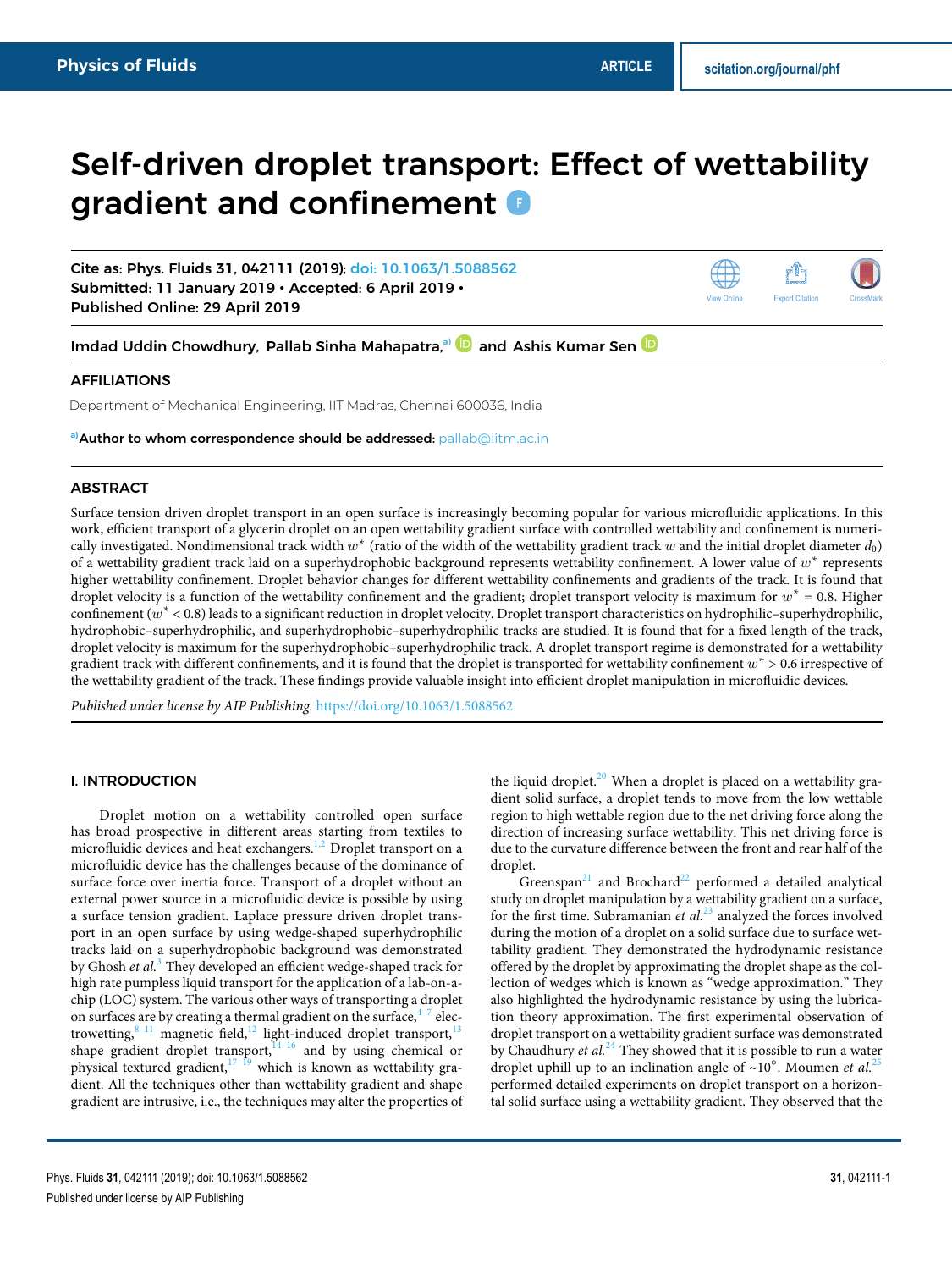# Self-driven droplet transport: Effect of wettability gradient and confinement

Cite as: Phys. Fluids 31, 042111 (2019); doi: 10.1063/1.5088562
Submitted: 11 January 2019 • Accepted: 6 April 2019 •
Published Online: 29 April 2019

Imdad Uddin Chowdhury, Pallab Sinha Mahapatra,[a)] and Ashis Kumar Sen

## AFFILIATIONS

Department of Mechanical Engineering, IIT Madras, Chennai 600036, India

[a)]Author to whom correspondence should be addressed: pallab@iitm.ac.in

## ABSTRACT

Surface tension driven droplet transport in an open surface is increasingly becoming popular for various microfluidic applications. In this work, efficient transport of a glycerin droplet on an open wettability gradient surface with controlled wettability and confinement is numerically investigated. Nondimensional track width $w^*$ (ratio of the width of the wettability gradient track $w$ and the initial droplet diameter $d_0$) of a wettability gradient track laid on a superhydrophobic background represents wettability confinement. A lower value of $w^*$ represents higher wettability confinement. Droplet behavior changes for different wettability confinements and gradients of the track. It is found that droplet velocity is a function of the wettability confinement and the gradient; droplet transport velocity is maximum for $w^* = 0.8$. Higher confinement ($w^* < 0.8$) leads to a significant reduction in droplet velocity. Droplet transport characteristics on hydrophilic–superhydrophilic, hydrophobic–superhydrophilic, and superhydrophobic–superhydrophilic tracks are studied. It is found that for a fixed length of the track, droplet velocity is maximum for the superhydrophobic–superhydrophilic track. A droplet transport regime is demonstrated for a wettability gradient track with different confinements, and it is found that the droplet is transported for wettability confinement $w^* > 0.6$ irrespective of the wettability gradient of the track. These findings provide valuable insight into efficient droplet manipulation in microfluidic devices.

*Published under license by AIP Publishing.* https://doi.org/10.1063/1.5088562

## I. INTRODUCTION

Droplet motion on a wettability controlled open surface has broad prospective in different areas starting from textiles to microfluidic devices and heat exchangers.[1,2] Droplet transport on a microfluidic device has the challenges because of the dominance of surface force over inertia force. Transport of a droplet without an external power source in a microfluidic device is possible by using a surface tension gradient. Laplace pressure driven droplet transport in an open surface by using wedge-shaped superhydrophilic tracks laid on a superhydrophobic background was demonstrated by Ghosh *et al.*[3] They developed an efficient wedge-shaped track for high rate pumpless liquid transport for the application of a lab-on-a-chip (LOC) system. The various other ways of transporting a droplet on surfaces are by creating a thermal gradient on the surface,[4–7] electrowetting,[8–11] magnetic field,[12] light-induced droplet transport,[13] shape gradient droplet transport,[14–16] and by using chemical or physical textured gradient,[17–19] which is known as wettability gradient. All the techniques other than wettability gradient and shape gradient are intrusive, i.e., the techniques may alter the properties of the liquid droplet.[20] When a droplet is placed on a wettability gradient solid surface, a droplet tends to move from the low wettable region to high wettable region due to the net driving force along the direction of increasing surface wettability. This net driving force is due to the curvature difference between the front and rear half of the droplet.

Greenspan[21] and Brochard[22] performed a detailed analytical study on droplet manipulation by a wettability gradient on a surface, for the first time. Subramanian *et al.*[23] analyzed the forces involved during the motion of a droplet on a solid surface due to surface wettability gradient. They demonstrated the hydrodynamic resistance offered by the droplet by approximating the droplet shape as the collection of wedges which is known as "wedge approximation." They also highlighted the hydrodynamic resistance by using the lubrication theory approximation. The first experimental observation of droplet transport on a wettability gradient surface was demonstrated by Chaudhury *et al.*[24] They showed that it is possible to run a water droplet uphill up to an inclination angle of ~10°. Moumen *et al.*[25] performed detailed experiments on droplet transport on a horizontal solid surface using a wettability gradient. They observed that the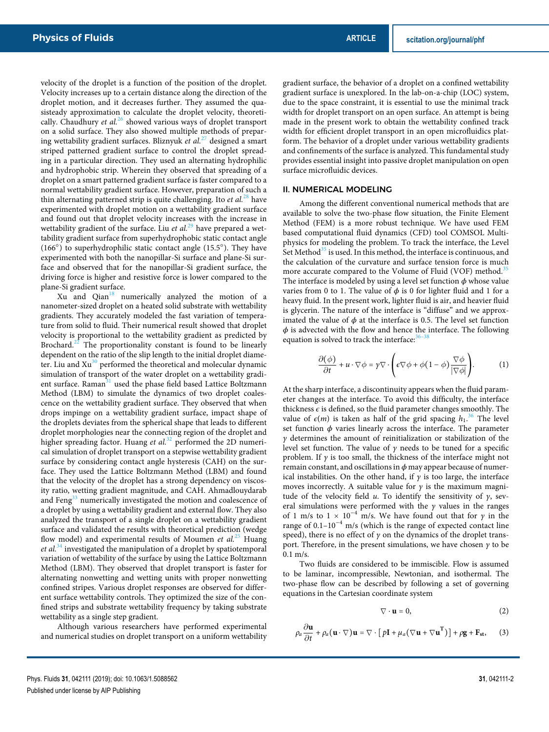velocity of the droplet is a function of the position of the droplet. Velocity increases up to a certain distance along the direction of the droplet motion, and it decreases further. They assumed the quasisteady approximation to calculate the droplet velocity, theoretically. Chaudhury *et al.*[26] showed various ways of droplet transport on a solid surface. They also showed multiple methods of preparing wettability gradient surfaces. Bliznyuk *et al.*[27] designed a smart striped patterned gradient surface to control the droplet spreading in a particular direction. They used an alternating hydrophilic and hydrophobic strip. Wherein they observed that spreading of a droplet on a smart patterned gradient surface is faster compared to a normal wettability gradient surface. However, preparation of such a thin alternating patterned strip is quite challenging. Ito *et al.*[28] have experimented with droplet motion on a wettability gradient surface and found out that droplet velocity increases with the increase in wettability gradient of the surface. Liu *et al.*[29] have prepared a wettability gradient surface from superhydrophobic static contact angle (166°) to superhydrophilic static contact angle (15.5°). They have experimented with both the nanopillar-Si surface and plane-Si surface and observed that for the nanopillar-Si gradient surface, the driving force is higher and resistive force is lower compared to the plane-Si gradient surface.

Xu and Qian[18] numerically analyzed the motion of a nanometer-sized droplet on a heated solid substrate with wettability gradients. They accurately modeled the fast variation of temperature from solid to fluid. Their numerical result showed that droplet velocity is proportional to the wettability gradient as predicted by Brochard.[22] The proportionality constant is found to be linearly dependent on the ratio of the slip length to the initial droplet diameter. Liu and Xu[30] performed the theoretical and molecular dynamic simulation of transport of the water droplet on a wettability gradient surface. Raman[31] used the phase field based Lattice Boltzmann Method (LBM) to simulate the dynamics of two droplet coalescence on the wettability gradient surface. They observed that when drops impinge on a wettability gradient surface, impact shape of the droplets deviates from the spherical shape that leads to different droplet morphologies near the connecting region of the droplet and higher spreading factor. Huang *et al.*[32] performed the 2D numerical simulation of droplet transport on a stepwise wettability gradient surface by considering contact angle hysteresis (CAH) on the surface. They used the Lattice Boltzmann Method (LBM) and found that the velocity of the droplet has a strong dependency on viscosity ratio, wetting gradient magnitude, and CAH. Ahmadlouydarab and Feng[33] numerically investigated the motion and coalescence of a droplet by using a wettability gradient and external flow. They also analyzed the transport of a single droplet on a wettability gradient surface and validated the results with theoretical prediction (wedge flow model) and experimental results of Moumen *et al.*[25] Huang *et al.*[34] investigated the manipulation of a droplet by spatiotemporal variation of wettability of the surface by using the Lattice Boltzmann Method (LBM). They observed that droplet transport is faster for alternating nonwetting and wetting units with proper nonwetting confined stripes. Various droplet responses are observed for different surface wettability controls. They optimized the size of the confined strips and substrate wettability frequency by taking substrate wettability as a single step gradient.

Although various researchers have performed experimental and numerical studies on droplet transport on a uniform wettability gradient surface, the behavior of a droplet on a confined wettability gradient surface is unexplored. In the lab-on-a-chip (LOC) system, due to the space constraint, it is essential to use the minimal track width for droplet transport on an open surface. An attempt is being made in the present work to obtain the wettability confined track width for efficient droplet transport in an open microfluidics platform. The behavior of a droplet under various wettability gradients and confinements of the surface is analyzed. This fundamental study provides essential insight into passive droplet manipulation on open surface microfluidic devices.

## II. NUMERICAL MODELING

Among the different conventional numerical methods that are available to solve the two-phase flow situation, the Finite Element Method (FEM) is a more robust technique. We have used FEM based computational fluid dynamics (CFD) tool COMSOL Multiphysics for modeling the problem. To track the interface, the Level Set Method[35] is used. In this method, the interface is continuous, and the calculation of the curvature and surface tension force is much more accurate compared to the Volume of Fluid (VOF) method.[35] The interface is modeled by using a level set function $\phi$ whose value varies from 0 to 1. The value of $\phi$ is 0 for lighter fluid and 1 for a heavy fluid. In the present work, lighter fluid is air, and heavier fluid is glycerin. The nature of the interface is "diffuse" and we approximated the value of $\phi$ at the interface is 0.5. The level set function $\phi$ is advected with the flow and hence the interface. The following equation is solved to track the interface:[36–38]

$$\frac{\partial(\phi)}{\partial t} + u \cdot \nabla\phi = \gamma\nabla \cdot \left(\epsilon\nabla\phi + \phi(1-\phi)\frac{\nabla\phi}{|\nabla\phi|}\right). \tag{1}$$

At the sharp interface, a discontinuity appears when the fluid parameter changes at the interface. To avoid this difficulty, the interface thickness $\epsilon$ is defined, so the fluid parameter changes smoothly. The value of $\epsilon(m)$ is taken as half of the grid spacing $h_1$.[36] The level set function $\phi$ varies linearly across the interface. The parameter $\gamma$ determines the amount of reinitialization or stabilization of the level set function. The value of $\gamma$ needs to be tuned for a specific problem. If $\gamma$ is too small, the thickness of the interface might not remain constant, and oscillations in $\phi$ may appear because of numerical instabilities. On the other hand, if $\gamma$ is too large, the interface moves incorrectly. A suitable value for $\gamma$ is the maximum magnitude of the velocity field $u$. To identify the sensitivity of $\gamma$, several simulations were performed with the $\gamma$ values in the ranges of 1 m/s to $1 \times 10^{-4}$ m/s. We have found out that for $\gamma$ in the range of 0.1–$10^{-4}$ m/s (which is the range of expected contact line speed), there is no effect of $\gamma$ on the dynamics of the droplet transport. Therefore, in the present simulations, we have chosen $\gamma$ to be 0.1 m/s.

Two fluids are considered to be immiscible. Flow is assumed to be laminar, incompressible, Newtonian, and isothermal. The two-phase flow can be described by following a set of governing equations in the Cartesian coordinate system

$$\nabla \cdot \mathbf{u} = 0, \tag{2}$$

$$\rho_a\frac{\partial \mathbf{u}}{\partial t} + \rho_a(\mathbf{u}\cdot\nabla)\mathbf{u} = \nabla\cdot\left[p\mathbf{I} + \mu_a\left(\nabla\mathbf{u} + \nabla\mathbf{u}^{\mathbf{T}}\right)\right] + \rho\mathbf{g} + \mathbf{F_{st}}, \tag{3}$$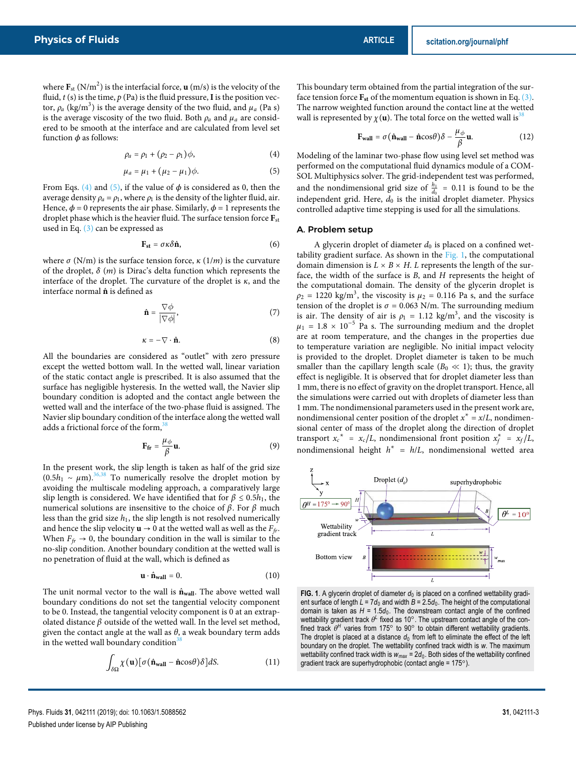where $\mathbf{F}_{\text{st}}$ (N/m$^2$) is the interfacial force, $\mathbf{u}$ (m/s) is the velocity of the fluid, $t$ (s) is the time, $p$ (Pa) is the fluid pressure, $\mathbf{I}$ is the position vector, $\rho_a$ (kg/m$^3$) is the average density of the two fluid, and $\mu_a$ (Pa s) is the average viscosity of the two fluid. Both $\rho_a$ and $\mu_a$ are considered to be smooth at the interface and are calculated from level set function $\phi$ as follows:

$$\rho_a = \rho_1 + (\rho_2 - \rho_1)\phi, \tag{4}$$

$$\mu_a = \mu_1 + (\mu_2 - \mu_1)\phi. \tag{5}$$

From Eqs. (4) and (5), if the value of $\phi$ is considered as 0, then the average density $\rho_a = \rho_1$, where $\rho_1$ is the density of the lighter fluid, air. Hence, $\phi = 0$ represents the air phase. Similarly, $\phi = 1$ represents the droplet phase which is the heavier fluid. The surface tension force $\mathbf{F}_{\text{st}}$ used in Eq. (3) can be expressed as

$$\mathbf{F}_{\text{st}} = \sigma\kappa\delta\hat{\mathbf{n}}, \tag{6}$$

where $\sigma$ (N/m) is the surface tension force, $\kappa$ (1/$m$) is the curvature of the droplet, $\delta$ ($m$) is Dirac's delta function which represents the interface of the droplet. The curvature of the droplet is $\kappa$, and the interface normal $\hat{\mathbf{n}}$ is defined as

$$\hat{\mathbf{n}} = \frac{\nabla\phi}{|\nabla\phi|}, \tag{7}$$

$$\kappa = -\nabla \cdot \hat{\mathbf{n}}. \tag{8}$$

All the boundaries are considered as "outlet" with zero pressure except the wetted bottom wall. In the wetted wall, linear variation of the static contact angle is prescribed. It is also assumed that the surface has negligible hysteresis. In the wetted wall, the Navier slip boundary condition is adopted and the contact angle between the wetted wall and the interface of the two-phase fluid is assigned. The Navier slip boundary condition of the interface along the wetted wall adds a frictional force of the form,[38]

$$\mathbf{F}_{\text{fr}} = \frac{\mu_\phi}{\beta}\mathbf{u}. \tag{9}$$

In the present work, the slip length is taken as half of the grid size ($0.5h_1 \sim \mu$m).[36,38] To numerically resolve the droplet motion by avoiding the multiscale modeling approach, a comparatively large slip length is considered. We have identified that for $\beta \leq 0.5h_1$, the numerical solutions are insensitive to the choice of $\beta$. For $\beta$ much less than the grid size $h_1$, the slip length is not resolved numerically and hence the slip velocity $\mathbf{u} \to 0$ at the wetted wall as well as the $F_{fr}$. When $F_{fr} \to 0$, the boundary condition in the wall is similar to the no-slip condition. Another boundary condition at the wetted wall is no penetration of fluid at the wall, which is defined as

$$\mathbf{u} \cdot \hat{\mathbf{n}}_{\text{wall}} = 0. \tag{10}$$

The unit normal vector to the wall is $\hat{\mathbf{n}}_{\text{wall}}$. The above wetted wall boundary conditions do not set the tangential velocity component to be 0. Instead, the tangential velocity component is 0 at an extrapolated distance $\beta$ outside of the wetted wall. In the level set method, given the contact angle at the wall as $\theta$, a weak boundary term adds in the wetted wall boundary condition[38]

$$\int_{\delta\Omega} \chi(\mathbf{u})[\sigma(\hat{\mathbf{n}}_{\text{wall}} - \hat{\mathbf{n}}\cos\theta)\delta]dS. \tag{11}$$

This boundary term obtained from the partial integration of the surface tension force $\mathbf{F}_{\text{st}}$ of the momentum equation is shown in Eq. (3). The narrow weighted function around the contact line at the wetted wall is represented by $\chi(\mathbf{u})$. The total force on the wetted wall is[38]

$$\mathbf{F}_{\text{wall}} = \sigma(\hat{\mathbf{n}}_{\text{wall}} - \hat{\mathbf{n}}\cos\theta)\delta - \frac{\mu_\phi}{\beta}\mathbf{u}. \tag{12}$$

Modeling of the laminar two-phase flow using level set method was performed on the computational fluid dynamics module of a COMSOL Multiphysics solver. The grid-independent test was performed, and the nondimensional grid size of $\frac{h_1}{d_0} = 0.11$ is found to be the independent grid. Here, $d_0$ is the initial droplet diameter. Physics controlled adaptive time stepping is used for all the simulations.

## A. Problem setup

A glycerin droplet of diameter $d_0$ is placed on a confined wettability gradient surface. As shown in the Fig. 1, the computational domain dimension is $L \times B \times H$. $L$ represents the length of the surface, the width of the surface is $B$, and $H$ represents the height of the computational domain. The density of the glycerin droplet is $\rho_2 = 1220$ kg/m$^3$, the viscosity is $\mu_2 = 0.116$ Pa s, and the surface tension of the droplet is $\sigma = 0.063$ N/m. The surrounding medium is air. The density of air is $\rho_1 = 1.12$ kg/m$^3$, and the viscosity is $\mu_1 = 1.8 \times 10^{-5}$ Pa s. The surrounding medium and the droplet are at room temperature, and the changes in the properties due to temperature variation are negligible. No initial impact velocity is provided to the droplet. Droplet diameter is taken to be much smaller than the capillary length scale ($B_0 \ll 1$); thus, the gravity effect is negligible. It is observed that for droplet diameter less than 1 mm, there is no effect of gravity on the droplet transport. Hence, all the simulations were carried out with droplets of diameter less than 1 mm. The nondimensional parameters used in the present work are, nondimensional center position of the droplet $x^* = x/L$, nondimensional center of mass of the droplet along the direction of droplet transport $x_c{}^* = x_c/L$, nondimensional front position $x_f^* = x_f/L$, nondimensional height $h^* = h/L$, nondimensional wetted area

**FIG. 1.** A glycerin droplet of diameter $d_0$ is placed on a confined wettability gradient surface of length $L = 7d_0$ and width $B = 2.5d_0$. The height of the computational domain is taken as $H = 1.5d_0$. The downstream contact angle of the confined wettability gradient track $\theta^L$ fixed as 10°. The upstream contact angle of the confined track $\theta^H$ varies from 175° to 90° to obtain different wettability gradients. The droplet is placed at a distance $d_0$ from left to eliminate the effect of the left boundary on the droplet. The wettability confined track width is $w$. The maximum wettability confined track width is $w_{max} = 2d_0$. Both sides of the wettability confined gradient track are superhydrophobic (contact angle = 175°).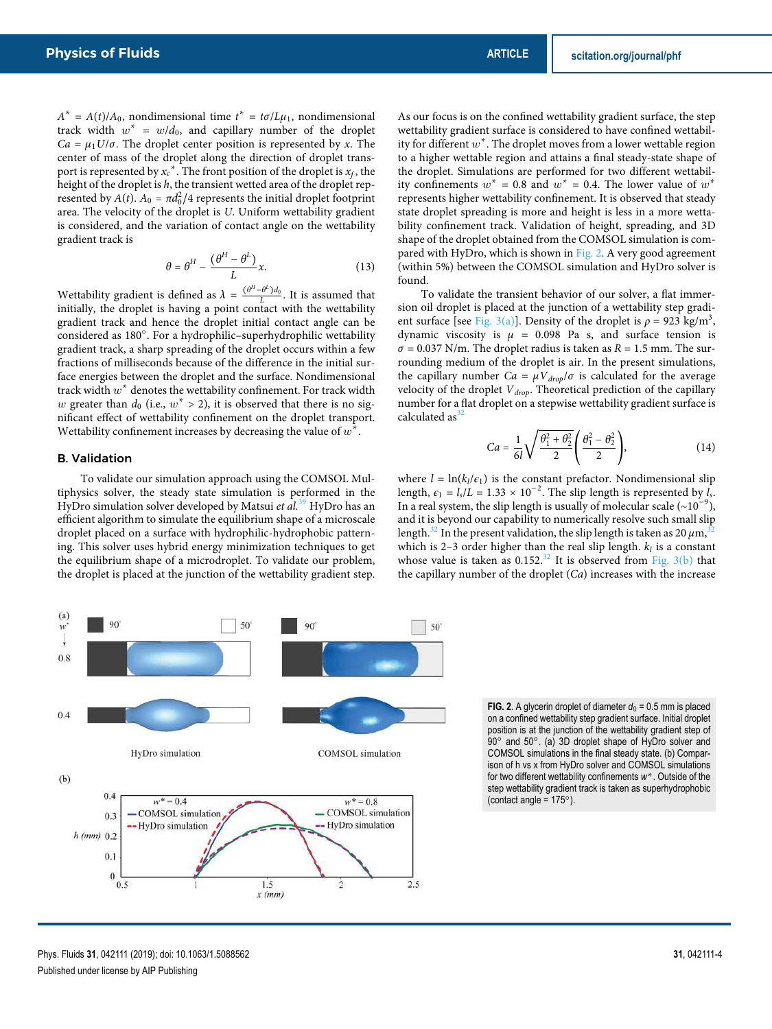$A^* = A(t)/A_0$, nondimensional time $t^* = t\sigma/L\mu_1$, nondimensional track width $w^* = w/d_0$, and capillary number of the droplet $Ca = \mu_1 U/\sigma$. The droplet center position is represented by $x$. The center of mass of the droplet along the direction of droplet transport is represented by $x_c{}^*$. The front position of the droplet is $x_f$, the height of the droplet is $h$, the transient wetted area of the droplet represented by $A(t)$. $A_0 = \pi d_0^2/4$ represents the initial droplet footprint area. The velocity of the droplet is $U$. Uniform wettability gradient is considered, and the variation of contact angle on the wettability gradient track is

$$\theta = \theta^H - \frac{(\theta^H - \theta^L)}{L}x. \tag{13}$$

Wettability gradient is defined as $\lambda = \frac{(\theta^H - \theta^L)d_0}{L}$. It is assumed that initially, the droplet is having a point contact with the wettability gradient track and hence the droplet initial contact angle can be considered as 180°. For a hydrophilic–superhydrophilic wettability gradient track, a sharp spreading of the droplet occurs within a few fractions of milliseconds because of the difference in the initial surface energies between the droplet and the surface. Nondimensional track width $w^*$ denotes the wettability confinement. For track width $w$ greater than $d_0$ (i.e., $w^* > 2$), it is observed that there is no significant effect of wettability confinement on the droplet transport. Wettability confinement increases by decreasing the value of $w^*$.

### B. Validation

To validate our simulation approach using the COMSOL Multiphysics solver, the steady state simulation is performed in the HyDro simulation solver developed by Matsui *et al.*[39] HyDro has an efficient algorithm to simulate the equilibrium shape of a microscale droplet placed on a surface with hydrophilic-hydrophobic patterning. This solver uses hybrid energy minimization techniques to get the equilibrium shape of a microdroplet. To validate our problem, the droplet is placed at the junction of the wettability gradient step. As our focus is on the confined wettability gradient surface, the step wettability gradient surface is considered to have confined wettability for different $w^*$. The droplet moves from a lower wettable region to a higher wettable region and attains a final steady-state shape of the droplet. Simulations are performed for two different wettability confinements $w^* = 0.8$ and $w^* = 0.4$. The lower value of $w^*$ represents higher wettability confinement. It is observed that steady state droplet spreading is more and height is less in a more wettability confinement track. Validation of height, spreading, and 3D shape of the droplet obtained from the COMSOL simulation is compared with HyDro, which is shown in Fig. 2. A very good agreement (within 5%) between the COMSOL simulation and HyDro solver is found.

To validate the transient behavior of our solver, a flat immersion oil droplet is placed at the junction of a wettability step gradient surface [see Fig. 3(a)]. Density of the droplet is $\rho = 923$ kg/m$^3$, dynamic viscosity is $\mu = 0.098$ Pa s, and surface tension is $\sigma = 0.037$ N/m. The droplet radius is taken as $R = 1.5$ mm. The surrounding medium of the droplet is air. In the present simulations, the capillary number $Ca = \mu V_{drop}/\sigma$ is calculated for the average velocity of the droplet $V_{drop}$. Theoretical prediction of the capillary number for a flat droplet on a stepwise wettability gradient surface is calculated as[32]

$$Ca = \frac{1}{6l}\sqrt{\frac{\theta_1^2 + \theta_2^2}{2}}\left(\frac{\theta_1^2 - \theta_2^2}{2}\right), \tag{14}$$

where $l = \ln(k_l/\epsilon_1)$ is the constant prefactor. Nondimensional slip length, $\epsilon_1 = l_s/L = 1.33 \times 10^{-2}$. The slip length is represented by $l_s$. In a real system, the slip length is usually of molecular scale ($\sim 10^{-9}$), and it is beyond our capability to numerically resolve such small slip length.[32] In the present validation, the slip length is taken as 20 $\mu$m,[32] which is 2–3 order higher than the real slip length. $k_l$ is a constant whose value is taken as 0.152.[32] It is observed from Fig. 3(b) that the capillary number of the droplet ($Ca$) increases with the increase

**FIG. 2.** A glycerin droplet of diameter $d_0 = 0.5$ mm is placed on a confined wettability step gradient surface. Initial droplet position is at the junction of the wettability gradient step of 90° and 50°. (a) 3D droplet shape of HyDro solver and COMSOL simulations in the final steady state. (b) Comparison of h vs x from HyDro solver and COMSOL simulations for two different wettability confinements $w^*$. Outside of the step wettability gradient track is taken as superhydrophobic (contact angle = 175°).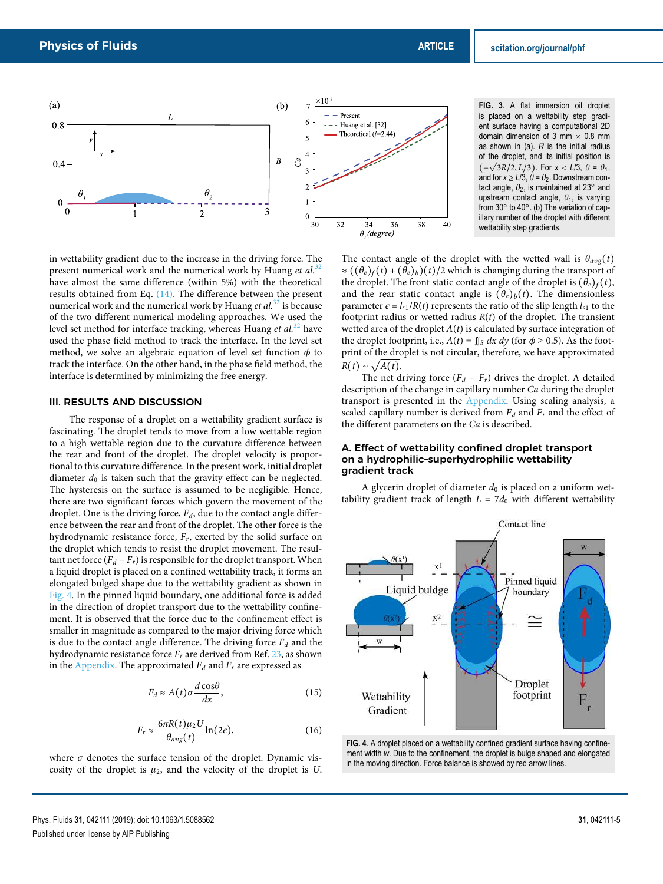FIG. 3. A flat immersion oil droplet is placed on a wettability step gradient surface having a computational 2D domain dimension of 3 mm × 0.8 mm as shown in (a). $R$ is the initial radius of the droplet, and its initial position is $(-\sqrt{3}R/2, L/3)$. For $x < L/3$, $\theta = \theta_1$, and for $x \geq L/3$, $\theta = \theta_2$. Downstream contact angle, $\theta_2$, is maintained at 23° and upstream contact angle, $\theta_1$, is varying from 30° to 40°. (b) The variation of capillary number of the droplet with different wettability step gradients.

in wettability gradient due to the increase in the driving force. The present numerical work and the numerical work by Huang *et al.*[32] have almost the same difference (within 5%) with the theoretical results obtained from Eq. (14). The difference between the present numerical work and the numerical work by Huang *et al.*[32] is because of the two different numerical modeling approaches. We used the level set method for interface tracking, whereas Huang *et al.*[32] have used the phase field method to track the interface. In the level set method, we solve an algebraic equation of level set function $\phi$ to track the interface. On the other hand, in the phase field method, the interface is determined by minimizing the free energy.

## III. RESULTS AND DISCUSSION

The response of a droplet on a wettability gradient surface is fascinating. The droplet tends to move from a low wettable region to a high wettable region due to the curvature difference between the rear and front of the droplet. The droplet velocity is proportional to this curvature difference. In the present work, initial droplet diameter $d_0$ is taken such that the gravity effect can be neglected. The hysteresis on the surface is assumed to be negligible. Hence, there are two significant forces which govern the movement of the droplet. One is the driving force, $F_d$, due to the contact angle difference between the rear and front of the droplet. The other force is the hydrodynamic resistance force, $F_r$, exerted by the solid surface on the droplet which tends to resist the droplet movement. The resultant net force $(F_d - F_r)$ is responsible for the droplet transport. When a liquid droplet is placed on a confined wettability track, it forms an elongated bulged shape due to the wettability gradient as shown in Fig. 4. In the pinned liquid boundary, one additional force is added in the direction of droplet transport due to the wettability confinement. It is observed that the force due to the confinement effect is smaller in magnitude as compared to the major driving force which is due to the contact angle difference. The driving force $F_d$ and the hydrodynamic resistance force $F_r$ are derived from Ref. 23, as shown in the Appendix. The approximated $F_d$ and $F_r$ are expressed as

$$F_d \approx A(t)\sigma\frac{d\cos\theta}{dx}, \tag{15}$$

$$F_r \approx \frac{6\pi R(t)\mu_2 U}{\theta_{avg}(t)}\ln(2\epsilon), \tag{16}$$

where $\sigma$ denotes the surface tension of the droplet. Dynamic viscosity of the droplet is $\mu_2$, and the velocity of the droplet is $U$. The contact angle of the droplet with the wetted wall is $\theta_{avg}(t) \approx ((\theta_e)_f(t) + (\theta_e)_b)(t)/2$ which is changing during the transport of the droplet. The front static contact angle of the droplet is $(\theta_e)_f(t)$, and the rear static contact angle is $(\theta_e)_b(t)$. The dimensionless parameter $\epsilon = l_{s1}/R(t)$ represents the ratio of the slip length $l_{s1}$ to the footprint radius or wetted radius $R(t)$ of the droplet. The transient wetted area of the droplet $A(t)$ is calculated by surface integration of the droplet footprint, i.e., $A(t) = \iint_S dx\, dy$ (for $\phi \geq 0.5$). As the footprint of the droplet is not circular, therefore, we have approximated $R(t) \sim \sqrt{A(t)}$.

The net driving force $(F_d - F_r)$ drives the droplet. A detailed description of the change in capillary number $Ca$ during the droplet transport is presented in the Appendix. Using scaling analysis, a scaled capillary number is derived from $F_d$ and $F_r$ and the effect of the different parameters on the $Ca$ is described.

### A. Effect of wettability confined droplet transport on a hydrophilic–superhydrophilic wettability gradient track

A glycerin droplet of diameter $d_0$ is placed on a uniform wettability gradient track of length $L = 7d_0$ with different wettability

FIG. 4. A droplet placed on a wettability confined gradient surface having confinement width $w$. Due to the confinement, the droplet is bulge shaped and elongated in the moving direction. Force balance is showed by red arrow lines.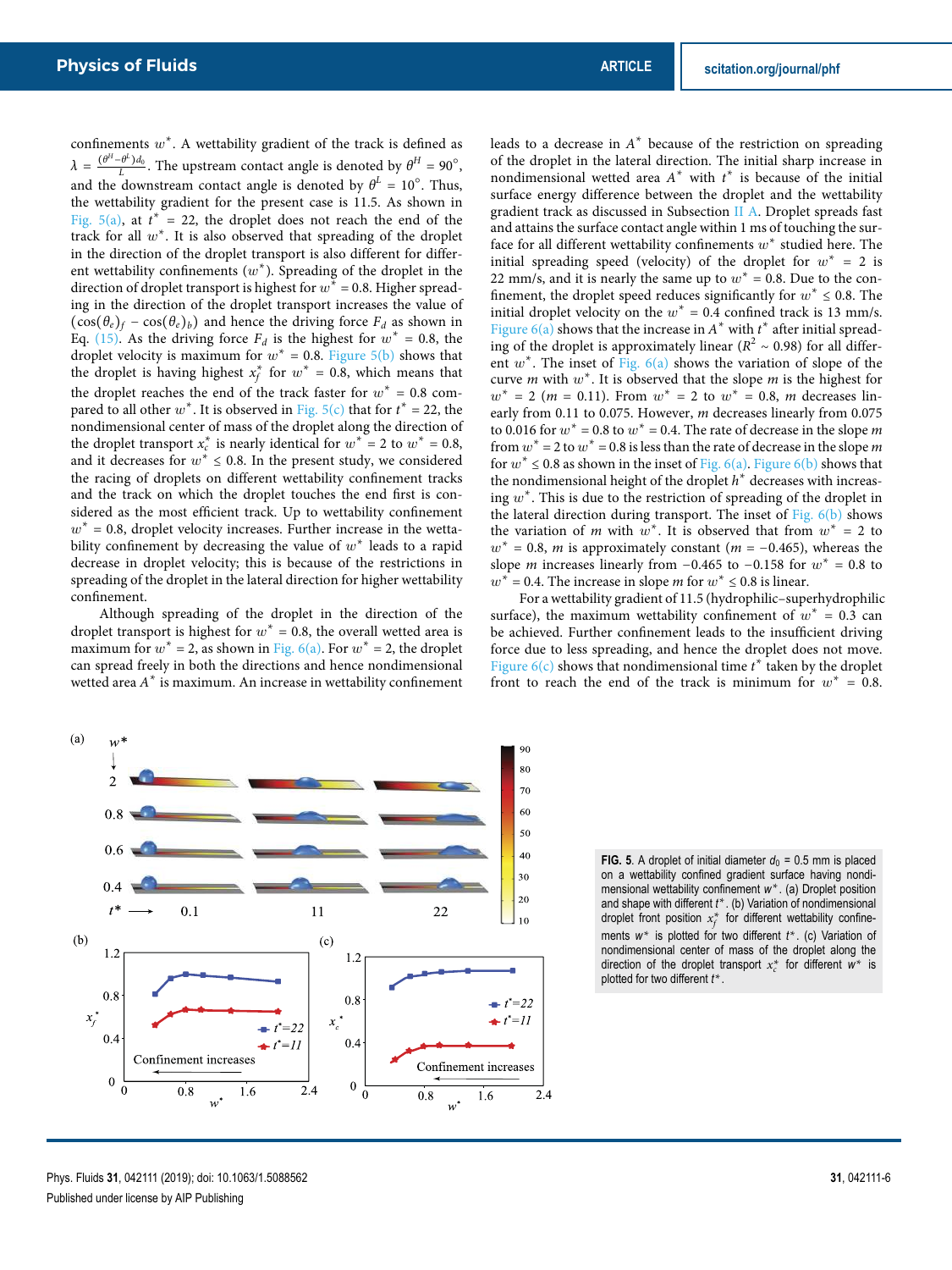confinements $w^*$. A wettability gradient of the track is defined as $\lambda = \frac{(\theta^H - \theta^L) d_0}{L}$. The upstream contact angle is denoted by $\theta^H = 90°$, and the downstream contact angle is denoted by $\theta^L = 10°$. Thus, the wettability gradient for the present case is 11.5. As shown in Fig. 5(a), at $t^* = 22$, the droplet does not reach the end of the track for all $w^*$. It is also observed that spreading of the droplet in the direction of the droplet transport is also different for different wettability confinements ($w^*$). Spreading of the droplet in the direction of droplet transport is highest for $w^* = 0.8$. Higher spreading in the direction of the droplet transport increases the value of $(\cos(\theta_e)_f - \cos(\theta_e)_b)$ and hence the driving force $F_d$ as shown in Eq. (15). As the driving force $F_d$ is the highest for $w^* = 0.8$, the droplet velocity is maximum for $w^* = 0.8$. Figure 5(b) shows that the droplet is having highest $x_f^*$ for $w^* = 0.8$, which means that the droplet reaches the end of the track faster for $w^* = 0.8$ compared to all other $w^*$. It is observed in Fig. 5(c) that for $t^* = 22$, the nondimensional center of mass of the droplet along the direction of the droplet transport $x_c^*$ is nearly identical for $w^* = 2$ to $w^* = 0.8$, and it decreases for $w^* \leq 0.8$. In the present study, we considered the racing of droplets on different wettability confinement tracks and the track on which the droplet touches the end first is considered as the most efficient track. Up to wettability confinement $w^* = 0.8$, droplet velocity increases. Further increase in the wettability confinement by decreasing the value of $w^*$ leads to a rapid decrease in droplet velocity; this is because of the restrictions in spreading of the droplet in the lateral direction for higher wettability confinement.

Although spreading of the droplet in the direction of the droplet transport is highest for $w^* = 0.8$, the overall wetted area is maximum for $w^* = 2$, as shown in Fig. 6(a). For $w^* = 2$, the droplet can spread freely in both the directions and hence nondimensional wetted area $A^*$ is maximum. An increase in wettability confinement leads to a decrease in $A^*$ because of the restriction on spreading of the droplet in the lateral direction. The initial sharp increase in nondimensional wetted area $A^*$ with $t^*$ is because of the initial surface energy difference between the droplet and the wettability gradient track as discussed in Subsection II A. Droplet spreads fast and attains the surface contact angle within 1 ms of touching the surface for all different wettability confinements $w^*$ studied here. The initial spreading speed (velocity) of the droplet for $w^* = 2$ is 22 mm/s, and it is nearly the same up to $w^* = 0.8$. Due to the confinement, the droplet speed reduces significantly for $w^* \leq 0.8$. The initial droplet velocity on the $w^* = 0.4$ confined track is 13 mm/s. Figure 6(a) shows that the increase in $A^*$ with $t^*$ after initial spreading of the droplet is approximately linear ($R^2 \sim 0.98$) for all different $w^*$. The inset of Fig. 6(a) shows the variation of slope of the curve $m$ with $w^*$. It is observed that the slope $m$ is the highest for $w^* = 2$ ($m = 0.11$). From $w^* = 2$ to $w^* = 0.8$, $m$ decreases linearly from 0.11 to 0.075. However, $m$ decreases linearly from 0.075 to 0.016 for $w^* = 0.8$ to $w^* = 0.4$. The rate of decrease in the slope $m$ from $w^* = 2$ to $w^* = 0.8$ is less than the rate of decrease in the slope $m$ for $w^* \leq 0.8$ as shown in the inset of Fig. 6(a). Figure 6(b) shows that the nondimensional height of the droplet $h^*$ decreases with increasing $w^*$. This is due to the restriction of spreading of the droplet in the lateral direction during transport. The inset of Fig. 6(b) shows the variation of $m$ with $w^*$. It is observed that from $w^* = 2$ to $w^* = 0.8$, $m$ is approximately constant ($m = -0.465$), whereas the slope $m$ increases linearly from $-0.465$ to $-0.158$ for $w^* = 0.8$ to $w^* = 0.4$. The increase in slope $m$ for $w^* \leq 0.8$ is linear.

For a wettability gradient of 11.5 (hydrophilic–superhydrophilic surface), the maximum wettability confinement of $w^* = 0.3$ can be achieved. Further confinement leads to the insufficient driving force due to less spreading, and hence the droplet does not move. Figure 6(c) shows that nondimensional time $t^*$ taken by the droplet front to reach the end of the track is minimum for $w^* = 0.8$.

**FIG. 5.** A droplet of initial diameter $d_0 = 0.5$ mm is placed on a wettability confined gradient surface having nondimensional wettability confinement $w^*$. (a) Droplet position and shape with different $t^*$. (b) Variation of nondimensional droplet front position $x_f^*$ for different wettability confinements $w^*$ is plotted for two different $t^*$. (c) Variation of nondimensional center of mass of the droplet along the direction of the droplet transport $x_c^*$ for different $w^*$ is plotted for two different $t^*$.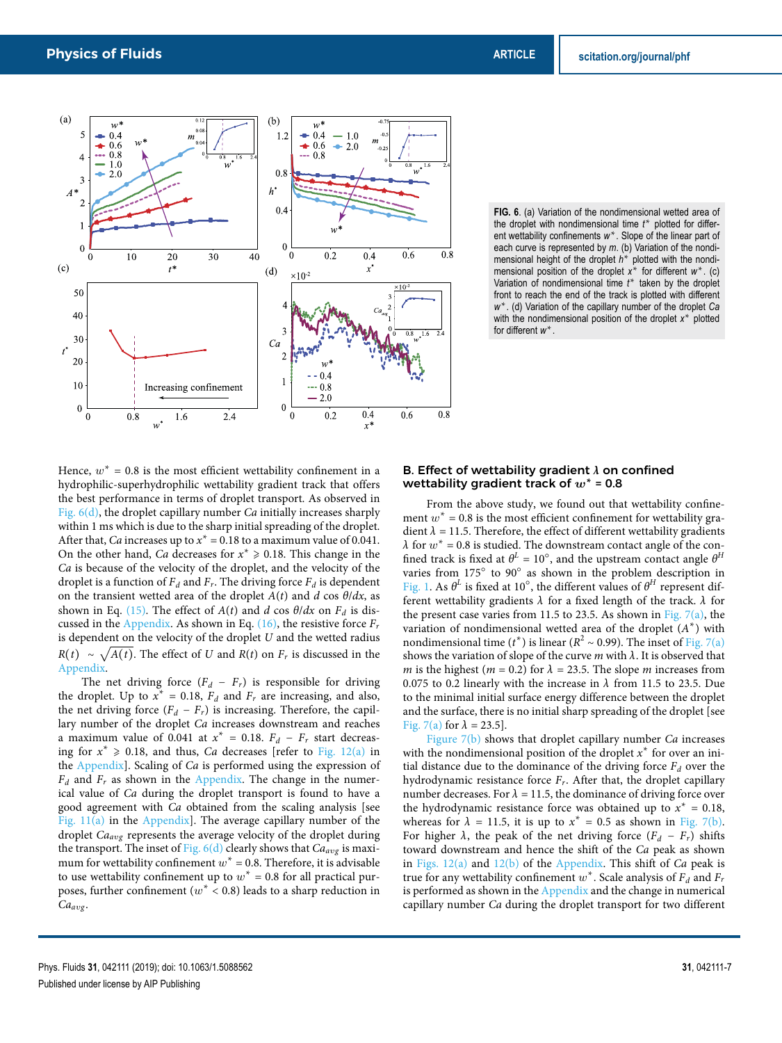**FIG. 6.** (a) Variation of the nondimensional wetted area of the droplet with nondimensional time $t^*$ plotted for different wettability confinements $w^*$. Slope of the linear part of each curve is represented by $m$. (b) Variation of the nondimensional height of the droplet $h^*$ plotted with the nondimensional position of the droplet $x^*$ for different $w^*$. (c) Variation of nondimensional time $t^*$ taken by the droplet front to reach the end of the track is plotted with different $w^*$. (d) Variation of the capillary number of the droplet $Ca$ with the nondimensional position of the droplet $x^*$ plotted for different $w^*$.

Hence, $w^* = 0.8$ is the most efficient wettability confinement in a hydrophilic-superhydrophilic wettability gradient track that offers the best performance in terms of droplet transport. As observed in Fig. 6(d), the droplet capillary number $Ca$ initially increases sharply within 1 ms which is due to the sharp initial spreading of the droplet. After that, $Ca$ increases up to $x^* = 0.18$ to a maximum value of 0.041. On the other hand, $Ca$ decreases for $x^* \geqslant 0.18$. This change in the $Ca$ is because of the velocity of the droplet, and the velocity of the droplet is a function of $F_d$ and $F_r$. The driving force $F_d$ is dependent on the transient wetted area of the droplet $A(t)$ and $d \cos\theta/dx$, as shown in Eq. (15). The effect of $A(t)$ and $d\cos\theta/dx$ on $F_d$ is discussed in the Appendix. As shown in Eq. (16), the resistive force $F_r$ is dependent on the velocity of the droplet $U$ and the wetted radius $R(t) \sim \sqrt{A(t)}$. The effect of $U$ and $R(t)$ on $F_r$ is discussed in the Appendix.

The net driving force ($F_d - F_r$) is responsible for driving the droplet. Up to $x^* = 0.18$, $F_d$ and $F_r$ are increasing, and also, the net driving force ($F_d - F_r$) is increasing. Therefore, the capillary number of the droplet $Ca$ increases downstream and reaches a maximum value of 0.041 at $x^* = 0.18$. $F_d - F_r$ start decreasing for $x^* \geqslant 0.18$, and thus, $Ca$ decreases [refer to Fig. 12(a) in the Appendix]. Scaling of $Ca$ is performed using the expression of $F_d$ and $F_r$ as shown in the Appendix. The change in the numerical value of $Ca$ during the droplet transport is found to have a good agreement with $Ca$ obtained from the scaling analysis [see Fig. 11(a) in the Appendix]. The average capillary number of the droplet $Ca_{avg}$ represents the average velocity of the droplet during the transport. The inset of Fig. 6(d) clearly shows that $Ca_{avg}$ is maximum for wettability confinement $w^* = 0.8$. Therefore, it is advisable to use wettability confinement up to $w^* = 0.8$ for all practical purposes, further confinement ($w^* < 0.8$) leads to a sharp reduction in $Ca_{avg}$.

### B. Effect of wettability gradient $\lambda$ on confined wettability gradient track of $w^* = 0.8$

From the above study, we found out that wettability confinement $w^* = 0.8$ is the most efficient confinement for wettability gradient $\lambda = 11.5$. Therefore, the effect of different wettability gradients $\lambda$ for $w^* = 0.8$ is studied. The downstream contact angle of the confined track is fixed at $\theta^L = 10°$, and the upstream contact angle $\theta^H$ varies from 175° to 90° as shown in the problem description in Fig. 1. As $\theta^L$ is fixed at 10°, the different values of $\theta^H$ represent different wettability gradients $\lambda$ for a fixed length of the track. $\lambda$ for the present case varies from 11.5 to 23.5. As shown in Fig. 7(a), the variation of nondimensional wetted area of the droplet ($A^*$) with nondimensional time ($t^*$) is linear ($R^2 \sim 0.99$). The inset of Fig. 7(a) shows the variation of slope of the curve $m$ with $\lambda$. It is observed that $m$ is the highest ($m = 0.2$) for $\lambda = 23.5$. The slope $m$ increases from 0.075 to 0.2 linearly with the increase in $\lambda$ from 11.5 to 23.5. Due to the minimal initial surface energy difference between the droplet and the surface, there is no initial sharp spreading of the droplet [see Fig. 7(a) for $\lambda = 23.5$].

Figure 7(b) shows that droplet capillary number $Ca$ increases with the nondimensional position of the droplet $x^*$ for over an initial distance due to the dominance of the driving force $F_d$ over the hydrodynamic resistance force $F_r$. After that, the droplet capillary number decreases. For $\lambda = 11.5$, the dominance of driving force over the hydrodynamic resistance force was obtained up to $x^* = 0.18$, whereas for $\lambda = 11.5$, it is up to $x^* = 0.5$ as shown in Fig. 7(b). For higher $\lambda$, the peak of the net driving force ($F_d - F_r$) shifts toward downstream and hence the shift of the $Ca$ peak as shown in Figs. 12(a) and 12(b) of the Appendix. This shift of $Ca$ peak is true for any wettability confinement $w^*$. Scale analysis of $F_d$ and $F_r$ is performed as shown in the Appendix and the change in numerical capillary number $Ca$ during the droplet transport for two different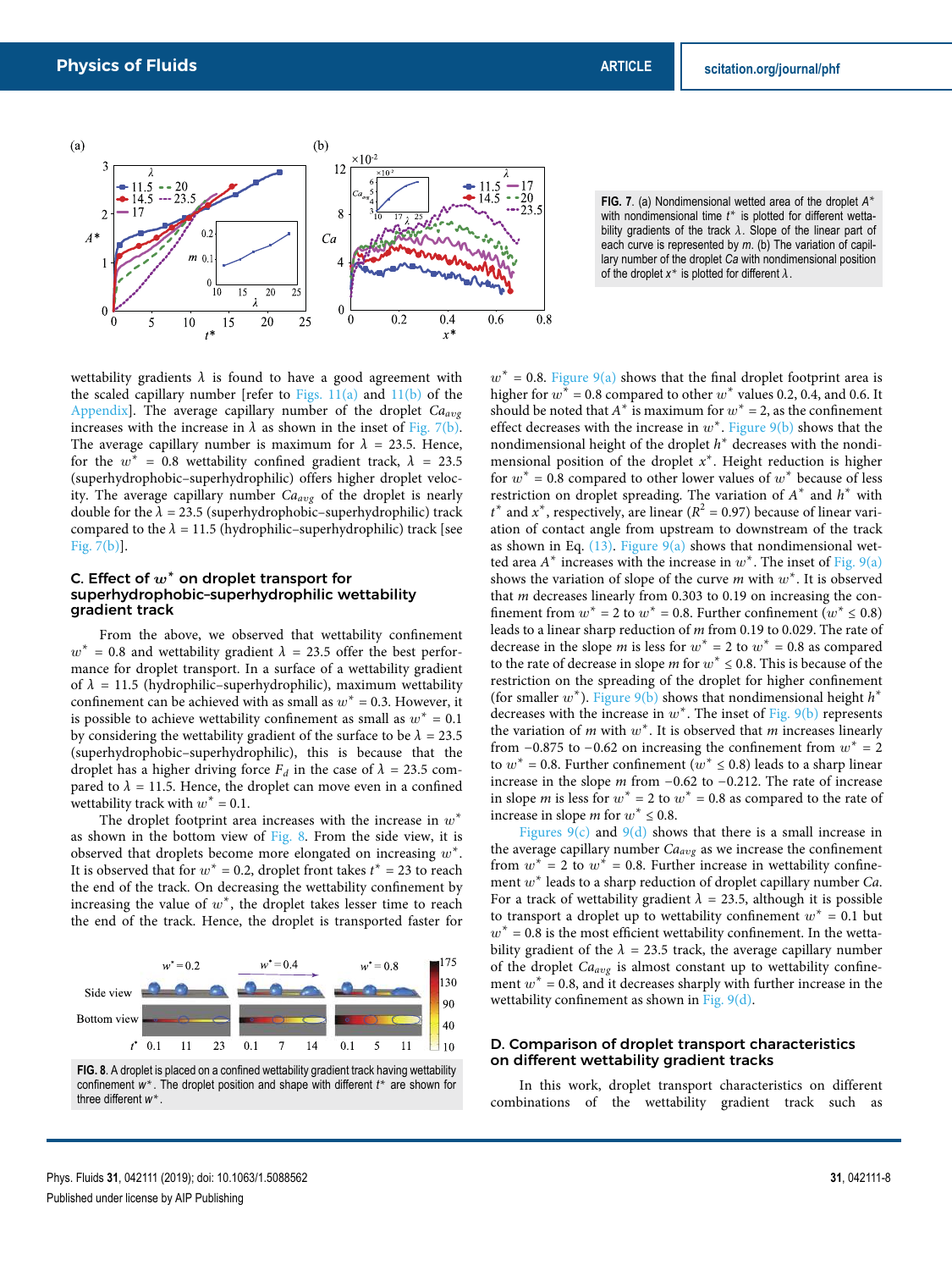FIG. 7. (a) Nondimensional wetted area of the droplet $A^*$ with nondimensional time $t^*$ is plotted for different wettability gradients of the track $\lambda$. Slope of the linear part of each curve is represented by $m$. (b) The variation of capillary number of the droplet $Ca$ with nondimensional position of the droplet $x^*$ is plotted for different $\lambda$.

wettability gradients $\lambda$ is found to have a good agreement with the scaled capillary number [refer to Figs. 11(a) and 11(b) of the Appendix]. The average capillary number of the droplet $Ca_{avg}$ increases with the increase in $\lambda$ as shown in the inset of Fig. 7(b). The average capillary number is maximum for $\lambda = 23.5$. Hence, for the $w^* = 0.8$ wettability confined gradient track, $\lambda = 23.5$ (superhydrophobic–superhydrophilic) offers higher droplet velocity. The average capillary number $Ca_{avg}$ of the droplet is nearly double for the $\lambda = 23.5$ (superhydrophobic–superhydrophilic) track compared to the $\lambda = 11.5$ (hydrophilic–superhydrophilic) track [see Fig. 7(b)].

### C. Effect of $w^*$ on droplet transport for superhydrophobic–superhydrophilic wettability gradient track

From the above, we observed that wettability confinement $w^* = 0.8$ and wettability gradient $\lambda = 23.5$ offer the best performance for droplet transport. In a surface of a wettability gradient of $\lambda = 11.5$ (hydrophilic–superhydrophilic), maximum wettability confinement can be achieved with as small as $w^* = 0.3$. However, it is possible to achieve wettability confinement as small as $w^* = 0.1$ by considering the wettability gradient of the surface to be $\lambda = 23.5$ (superhydrophobic–superhydrophilic), this is because that the droplet has a higher driving force $F_d$ in the case of $\lambda = 23.5$ compared to $\lambda = 11.5$. Hence, the droplet can move even in a confined wettability track with $w^* = 0.1$.

The droplet footprint area increases with the increase in $w^*$ as shown in the bottom view of Fig. 8. From the side view, it is observed that droplets become more elongated on increasing $w^*$. It is observed that for $w^* = 0.2$, droplet front takes $t^* = 23$ to reach the end of the track. On decreasing the wettability confinement by increasing the value of $w^*$, the droplet takes lesser time to reach the end of the track. Hence, the droplet is transported faster for $w^* = 0.8$. Figure 9(a) shows that the final droplet footprint area is higher for $w^* = 0.8$ compared to other $w^*$ values 0.2, 0.4, and 0.6. It should be noted that $A^*$ is maximum for $w^* = 2$, as the confinement effect decreases with the increase in $w^*$. Figure 9(b) shows that the nondimensional height of the droplet $h^*$ decreases with the nondimensional position of the droplet $x^*$. Height reduction is higher for $w^* = 0.8$ compared to other lower values of $w^*$ because of less restriction on droplet spreading. The variation of $A^*$ and $h^*$ with $t^*$ and $x^*$, respectively, are linear ($R^2 = 0.97$) because of linear variation of contact angle from upstream to downstream of the track as shown in Eq. (13). Figure 9(a) shows that nondimensional wetted area $A^*$ increases with the increase in $w^*$. The inset of Fig. 9(a) shows the variation of slope of the curve $m$ with $w^*$. It is observed that $m$ decreases linearly from 0.303 to 0.19 on increasing the confinement from $w^* = 2$ to $w^* = 0.8$. Further confinement ($w^* \leq 0.8$) leads to a linear sharp reduction of $m$ from 0.19 to 0.029. The rate of decrease in the slope $m$ is less for $w^* = 2$ to $w^* = 0.8$ as compared to the rate of decrease in slope $m$ for $w^* \leq 0.8$. This is because of the restriction on the spreading of the droplet for higher confinement (for smaller $w^*$). Figure 9(b) shows that nondimensional height $h^*$ decreases with the increase in $w^*$. The inset of Fig. 9(b) represents the variation of $m$ with $w^*$. It is observed that $m$ increases linearly from $-0.875$ to $-0.62$ on increasing the confinement from $w^* = 2$ to $w^* = 0.8$. Further confinement ($w^* \leq 0.8$) leads to a sharp linear increase in the slope $m$ from $-0.62$ to $-0.212$. The rate of increase in slope $m$ is less for $w^* = 2$ to $w^* = 0.8$ as compared to the rate of increase in slope $m$ for $w^* \leq 0.8$.

Figures 9(c) and 9(d) shows that there is a small increase in the average capillary number $Ca_{avg}$ as we increase the confinement from $w^* = 2$ to $w^* = 0.8$. Further increase in wettability confinement $w^*$ leads to a sharp reduction of droplet capillary number $Ca$. For a track of wettability gradient $\lambda = 23.5$, although it is possible to transport a droplet up to wettability confinement $w^* = 0.1$ but $w^* = 0.8$ is the most efficient wettability confinement. In the wettability gradient of the $\lambda = 23.5$ track, the average capillary number of the droplet $Ca_{avg}$ is almost constant up to wettability confinement $w^* = 0.8$, and it decreases sharply with further increase in the wettability confinement as shown in Fig. 9(d).

FIG. 8. A droplet is placed on a confined wettability gradient track having wettability confinement $w^*$. The droplet position and shape with different $t^*$ are shown for three different $w^*$.

### D. Comparison of droplet transport characteristics on different wettability gradient tracks

In this work, droplet transport characteristics on different combinations of the wettability gradient track such as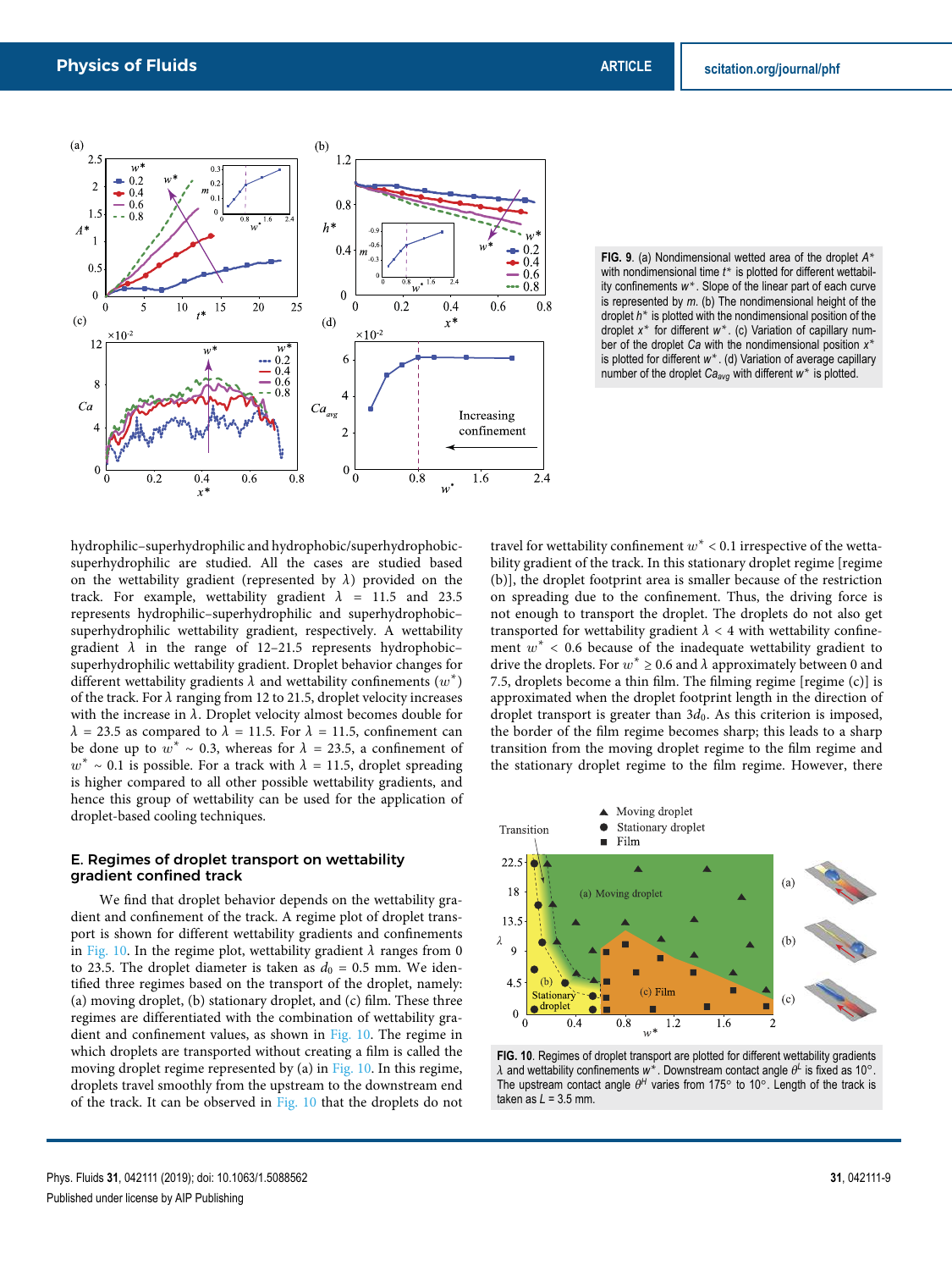**FIG. 9**. (a) Nondimensional wetted area of the droplet $A^*$ with nondimensional time $t^*$ is plotted for different wettability confinements $w^*$. Slope of the linear part of each curve is represented by $m$. (b) The nondimensional height of the droplet $h^*$ is plotted with the nondimensional position of the droplet $x^*$ for different $w^*$. (c) Variation of capillary number of the droplet $Ca$ with the nondimensional position $x^*$ is plotted for different $w^*$. (d) Variation of average capillary number of the droplet $Ca_{avg}$ with different $w^*$ is plotted.

hydrophilic–superhydrophilic and hydrophobic/superhydrophobic-superhydrophilic are studied. All the cases are studied based on the wettability gradient (represented by $\lambda$) provided on the track. For example, wettability gradient $\lambda = 11.5$ and 23.5 represents hydrophilic–superhydrophilic and superhydrophobic–superhydrophilic wettability gradient, respectively. A wettability gradient $\lambda$ in the range of 12–21.5 represents hydrophobic–superhydrophilic wettability gradient. Droplet behavior changes for different wettability gradients $\lambda$ and wettability confinements ($w^*$) of the track. For $\lambda$ ranging from 12 to 21.5, droplet velocity increases with the increase in $\lambda$. Droplet velocity almost becomes double for $\lambda = 23.5$ as compared to $\lambda = 11.5$. For $\lambda = 11.5$, confinement can be done up to $w^* \sim 0.3$, whereas for $\lambda = 23.5$, a confinement of $w^* \sim 0.1$ is possible. For a track with $\lambda = 11.5$, droplet spreading is higher compared to all other possible wettability gradients, and hence this group of wettability can be used for the application of droplet-based cooling techniques.

## E. Regimes of droplet transport on wettability gradient confined track

We find that droplet behavior depends on the wettability gradient and confinement of the track. A regime plot of droplet transport is shown for different wettability gradients and confinements in Fig. 10. In the regime plot, wettability gradient $\lambda$ ranges from 0 to 23.5. The droplet diameter is taken as $d_0 = 0.5$ mm. We identified three regimes based on the transport of the droplet, namely: (a) moving droplet, (b) stationary droplet, and (c) film. These three regimes are differentiated with the combination of wettability gradient and confinement values, as shown in Fig. 10. The regime in which droplets are transported without creating a film is called the moving droplet regime represented by (a) in Fig. 10. In this regime, droplets travel smoothly from the upstream to the downstream end of the track. It can be observed in Fig. 10 that the droplets do not travel for wettability confinement $w^* < 0.1$ irrespective of the wettability gradient of the track. In this stationary droplet regime [regime (b)], the droplet footprint area is smaller because of the restriction on spreading due to the confinement. Thus, the driving force is not enough to transport the droplet. The droplets do not also get transported for wettability gradient $\lambda < 4$ with wettability confinement $w^* < 0.6$ because of the inadequate wettability gradient to drive the droplets. For $w^* \geq 0.6$ and $\lambda$ approximately between 0 and 7.5, droplets become a thin film. The filming regime [regime (c)] is approximated when the droplet footprint length in the direction of droplet transport is greater than $3d_0$. As this criterion is imposed, the border of the film regime becomes sharp; this leads to a sharp transition from the moving droplet regime to the film regime and the stationary droplet regime to the film regime. However, there

**FIG. 10**. Regimes of droplet transport are plotted for different wettability gradients $\lambda$ and wettability confinements $w^*$. Downstream contact angle $\theta^L$ is fixed as 10°. The upstream contact angle $\theta^H$ varies from 175° to 10°. Length of the track is taken as $L = 3.5$ mm.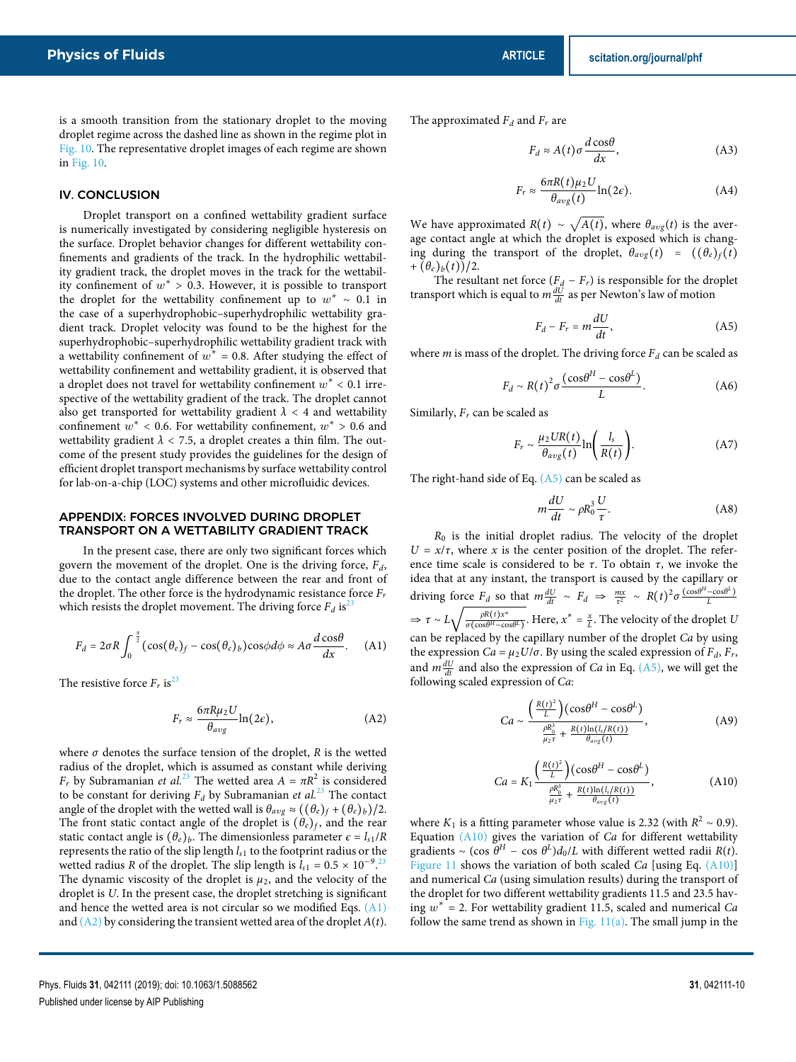is a smooth transition from the stationary droplet to the moving droplet regime across the dashed line as shown in the regime plot in Fig. 10. The representative droplet images of each regime are shown in Fig. 10.

## IV. CONCLUSION

Droplet transport on a confined wettability gradient surface is numerically investigated by considering negligible hysteresis on the surface. Droplet behavior changes for different wettability confinements and gradients of the track. In the hydrophilic wettability gradient track, the droplet moves in the track for the wettability confinement of $w^* > 0.3$. However, it is possible to transport the droplet for the wettability confinement up to $w^* \sim 0.1$ in the case of a superhydrophobic–superhydrophilic wettability gradient track. Droplet velocity was found to be the highest for the superhydrophobic–superhydrophilic wettability gradient track with a wettability confinement of $w^* = 0.8$. After studying the effect of wettability confinement and wettability gradient, it is observed that a droplet does not travel for wettability confinement $w^* < 0.1$ irrespective of the wettability gradient of the track. The droplet cannot also get transported for wettability gradient $\lambda < 4$ and wettability confinement $w^* < 0.6$. For wettability confinement, $w^* > 0.6$ and wettability gradient $\lambda < 7.5$, a droplet creates a thin film. The outcome of the present study provides the guidelines for the design of efficient droplet transport mechanisms by surface wettability control for lab-on-a-chip (LOC) systems and other microfluidic devices.

## APPENDIX: FORCES INVOLVED DURING DROPLET TRANSPORT ON A WETTABILITY GRADIENT TRACK

In the present case, there are only two significant forces which govern the movement of the droplet. One is the driving force, $F_d$, due to the contact angle difference between the rear and front of the droplet. The other force is the hydrodynamic resistance force $F_r$ which resists the droplet movement. The driving force $F_d$ is[23]

$$F_d = 2\sigma R \int_0^{\frac{\pi}{2}} (\cos(\theta_e)_f - \cos(\theta_e)_b)\cos\phi d\phi \approx A\sigma \frac{d\cos\theta}{dx}. \tag{A1}$$

The resistive force $F_r$ is[23]

$$F_r \approx \frac{6\pi R \mu_2 U}{\theta_{avg}} \ln(2\epsilon), \tag{A2}$$

where $\sigma$ denotes the surface tension of the droplet, $R$ is the wetted radius of the droplet, which is assumed as constant while deriving $F_r$ by Subramanian *et al.*[23] The wetted area $A = \pi R^2$ is considered to be constant for deriving $F_d$ by Subramanian *et al.*[23] The contact angle of the droplet with the wetted wall is $\theta_{avg} \approx ((\theta_e)_f + (\theta_e)_b)/2$. The front static contact angle of the droplet is $(\theta_e)_f$, and the rear static contact angle is $(\theta_e)_b$. The dimensionless parameter $\epsilon = l_{s1}/R$ represents the ratio of the slip length $l_{s1}$ to the footprint radius or the wetted radius $R$ of the droplet. The slip length is $l_{s1} = 0.5 \times 10^{-9}$.[23] The dynamic viscosity of the droplet is $\mu_2$, and the velocity of the droplet is $U$. In the present case, the droplet stretching is significant and hence the wetted area is not circular so we modified Eqs. (A1) and (A2) by considering the transient wetted area of the droplet $A(t)$. The approximated $F_d$ and $F_r$ are

$$F_d \approx A(t)\sigma \frac{d\cos\theta}{dx}, \tag{A3}$$

$$F_r \approx \frac{6\pi R(t)\mu_2 U}{\theta_{avg}(t)} \ln(2\epsilon). \tag{A4}$$

We have approximated $R(t) \sim \sqrt{A(t)}$, where $\theta_{avg}(t)$ is the average contact angle at which the droplet is exposed which is changing during the transport of the droplet, $\theta_{avg}(t) = ((\theta_e)_f(t) + (\theta_e)_b(t))/2$.

The resultant net force $(F_d - F_r)$ is responsible for the droplet transport which is equal to $m\frac{dU}{dt}$ as per Newton's law of motion

$$F_d - F_r = m\frac{dU}{dt}, \tag{A5}$$

where $m$ is mass of the droplet. The driving force $F_d$ can be scaled as

$$F_d \sim R(t)^2 \sigma \frac{(\cos\theta^H - \cos\theta^L)}{L}. \tag{A6}$$

Similarly, $F_r$ can be scaled as

$$F_r \sim \frac{\mu_2 U R(t)}{\theta_{avg}(t)} \ln\left(\frac{l_s}{R(t)}\right). \tag{A7}$$

The right-hand side of Eq. (A5) can be scaled as

$$m\frac{dU}{dt} \sim \rho R_0^3 \frac{U}{\tau}. \tag{A8}$$

$R_0$ is the initial droplet radius. The velocity of the droplet $U = x/\tau$, where $x$ is the center position of the droplet. The reference time scale is considered to be $\tau$. To obtain $\tau$, we invoke the idea that at any instant, the transport is caused by the capillary or driving force $F_d$ so that $m\frac{dU}{dt} \sim F_d \Rightarrow \frac{mx}{\tau^2} \sim R(t)^2\sigma\frac{(\cos\theta^H - \cos\theta^L)}{L}$ $\Rightarrow \tau \sim L\sqrt{\frac{\rho R(t) x^*}{\sigma(\cos\theta^H - \cos\theta^L)}}$. Here, $x^* = \frac{x}{L}$. The velocity of the droplet $U$ can be replaced by the capillary number of the droplet $Ca$ by using the expression $Ca = \mu_2 U/\sigma$. By using the scaled expression of $F_d$, $F_r$, and $m\frac{dU}{dt}$ and also the expression of $Ca$ in Eq. (A5), we will get the following scaled expression of $Ca$:

$$Ca \sim \frac{\left(\frac{R(t)^2}{L}\right)(\cos\theta^H - \cos\theta^L)}{\frac{\rho R_0^3}{\mu_2 \tau} + \frac{R(t)\ln(l_s/R(t))}{\theta_{avg}(t)}}, \tag{A9}$$

$$Ca = K_1 \frac{\left(\frac{R(t)^2}{L}\right)(\cos\theta^H - \cos\theta^L)}{\frac{\rho R_0^3}{\mu_2 \tau} + \frac{R(t)\ln(l_s/R(t))}{\theta_{avg}(t)}}, \tag{A10}$$

where $K_1$ is a fitting parameter whose value is 2.32 (with $R^2 \sim 0.9$). Equation (A10) gives the variation of $Ca$ for different wettability gradients $\sim (\cos\theta^H - \cos\theta^L)d_0/L$ with different wetted radii $R(t)$. Figure 11 shows the variation of both scaled $Ca$ [using Eq. (A10)] and numerical $Ca$ (using simulation results) during the transport of the droplet for two different wettability gradients 11.5 and 23.5 having $w^* = 2$. For wettability gradient 11.5, scaled and numerical $Ca$ follow the same trend as shown in Fig. 11(a). The small jump in the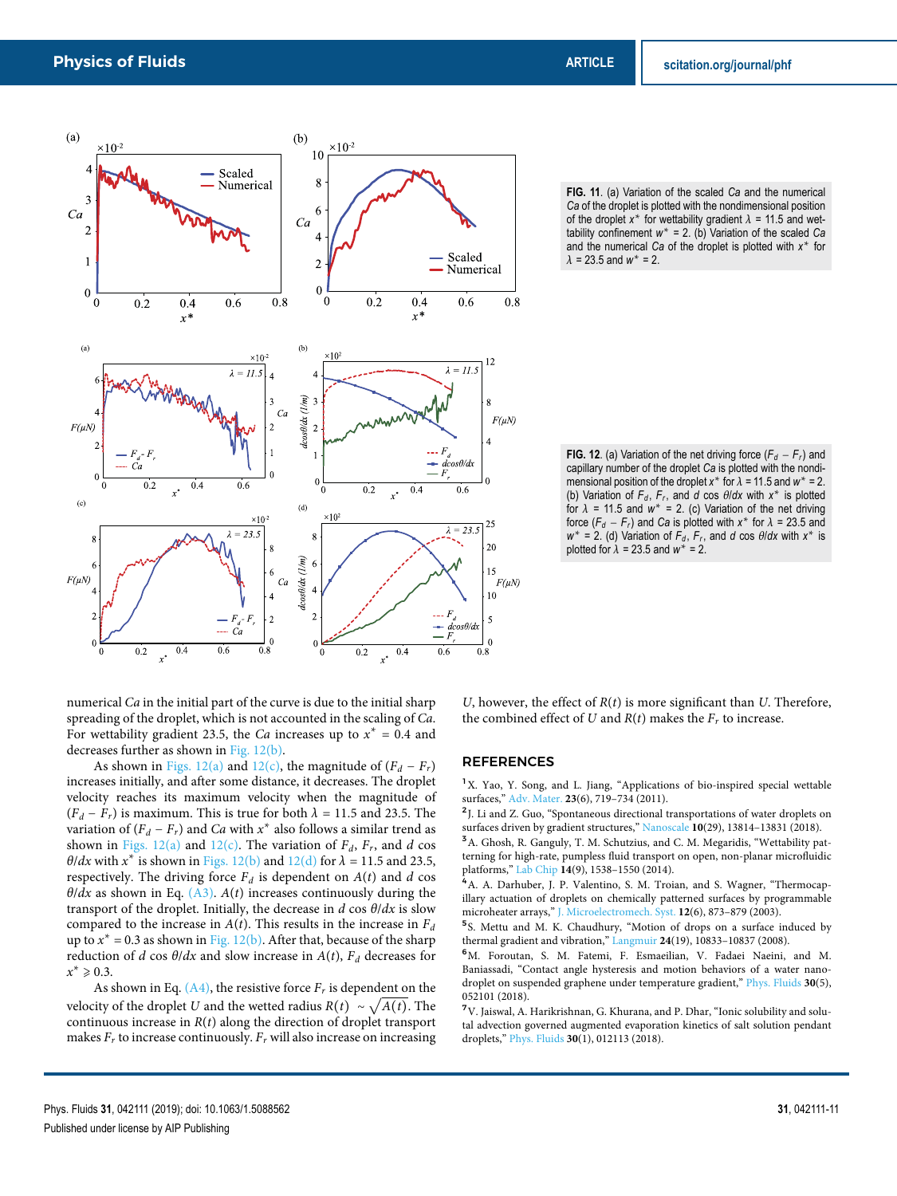FIG. 11. (a) Variation of the scaled $Ca$ and the numerical $Ca$ of the droplet is plotted with the nondimensional position of the droplet $x^*$ for wettability gradient $\lambda$ = 11.5 and wettability confinement $w^*$ = 2. (b) Variation of the scaled $Ca$ and the numerical $Ca$ of the droplet is plotted with $x^*$ for $\lambda$ = 23.5 and $w^*$ = 2.

FIG. 12. (a) Variation of the net driving force $(F_d - F_r)$ and capillary number of the droplet $Ca$ is plotted with the nondimensional position of the droplet $x^*$ for $\lambda$ = 11.5 and $w^*$ = 2. (b) Variation of $F_d$, $F_r$, and $d\cos\theta/dx$ with $x^*$ is plotted for $\lambda$ = 11.5 and $w^*$ = 2. (c) Variation of the net driving force $(F_d - F_r)$ and $Ca$ is plotted with $x^*$ for $\lambda$ = 23.5 and $w^*$ = 2. (d) Variation of $F_d$, $F_r$, and $d\cos\theta/dx$ with $x^*$ is plotted for $\lambda$ = 23.5 and $w^*$ = 2.

numerical $Ca$ in the initial part of the curve is due to the initial sharp spreading of the droplet, which is not accounted in the scaling of $Ca$. For wettability gradient 23.5, the $Ca$ increases up to $x^*$ = 0.4 and decreases further as shown in Fig. 12(b).

As shown in Figs. 12(a) and 12(c), the magnitude of $(F_d - F_r)$ increases initially, and after some distance, it decreases. The droplet velocity reaches its maximum velocity when the magnitude of $(F_d - F_r)$ is maximum. This is true for both $\lambda$ = 11.5 and 23.5. The variation of $(F_d - F_r)$ and $Ca$ with $x^*$ also follows a similar trend as shown in Figs. 12(a) and 12(c). The variation of $F_d$, $F_r$, and $d\cos\theta/dx$ with $x^*$ is shown in Figs. 12(b) and 12(d) for $\lambda$ = 11.5 and 23.5, respectively. The driving force $F_d$ is dependent on $A(t)$ and $d\cos\theta/dx$ as shown in Eq. (A3). $A(t)$ increases continuously during the transport of the droplet. Initially, the decrease in $d\cos\theta/dx$ is slow compared to the increase in $A(t)$. This results in the increase in $F_d$ up to $x^*$ = 0.3 as shown in Fig. 12(b). After that, because of the sharp reduction of $d\cos\theta/dx$ and slow increase in $A(t)$, $F_d$ decreases for $x^* \geqslant 0.3$.

As shown in Eq. (A4), the resistive force $F_r$ is dependent on the velocity of the droplet $U$ and the wetted radius $R(t) \sim \sqrt{A(t)}$. The continuous increase in $R(t)$ along the direction of droplet transport makes $F_r$ to increase continuously. $F_r$ will also increase on increasing $U$, however, the effect of $R(t)$ is more significant than $U$. Therefore, the combined effect of $U$ and $R(t)$ makes the $F_r$ to increase.

## REFERENCES

[1] X. Yao, Y. Song, and L. Jiang, "Applications of bio-inspired special wettable surfaces," Adv. Mater. **23**(6), 719–734 (2011).

[2] J. Li and Z. Guo, "Spontaneous directional transportations of water droplets on surfaces driven by gradient structures," Nanoscale **10**(29), 13814–13831 (2018).

[3] A. Ghosh, R. Ganguly, T. M. Schutzius, and C. M. Megaridis, "Wettability patterning for high-rate, pumpless fluid transport on open, non-planar microfluidic platforms," Lab Chip **14**(9), 1538–1550 (2014).

[4] A. A. Darhuber, J. P. Valentino, S. M. Troian, and S. Wagner, "Thermocapillary actuation of droplets on chemically patterned surfaces by programmable microheater arrays," J. Microelectromech. Syst. **12**(6), 873–879 (2003).

[5] S. Mettu and M. K. Chaudhury, "Motion of drops on a surface induced by thermal gradient and vibration," Langmuir **24**(19), 10833–10837 (2008).

[6] M. Foroutan, S. M. Fatemi, F. Esmaeilian, V. Fadaei Naeini, and M. Baniassadi, "Contact angle hysteresis and motion behaviors of a water nano-droplet on suspended graphene under temperature gradient," Phys. Fluids **30**(5), 052101 (2018).

[7] V. Jaiswal, A. Harikrishnan, G. Khurana, and P. Dhar, "Ionic solubility and solutal advection governed augmented evaporation kinetics of salt solution pendant droplets," Phys. Fluids **30**(1), 012113 (2018).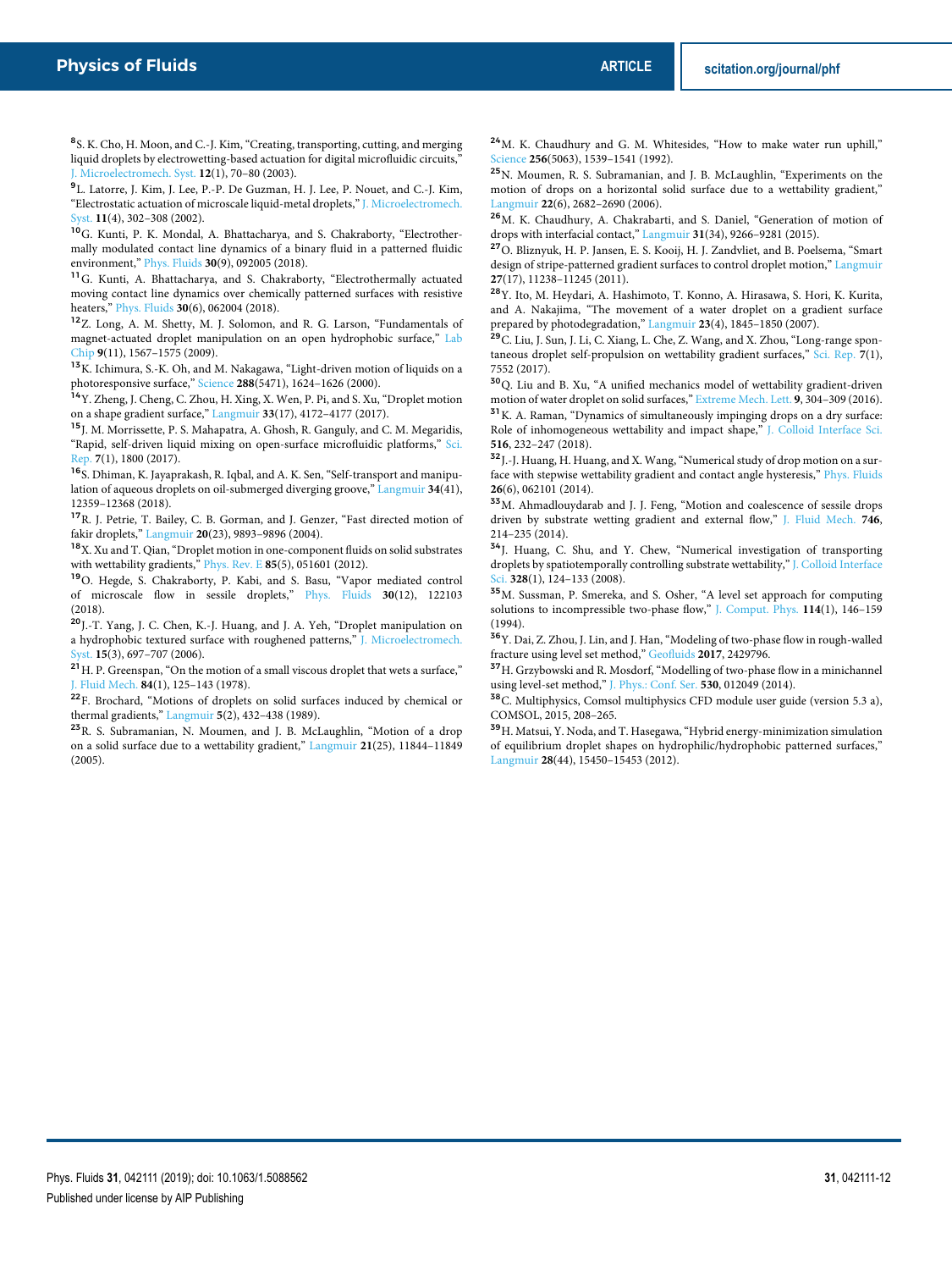[8] S. K. Cho, H. Moon, and C.-J. Kim, "Creating, transporting, cutting, and merging liquid droplets by electrowetting-based actuation for digital microfluidic circuits," J. Microelectromech. Syst. **12**(1), 70–80 (2003).

[9] L. Latorre, J. Kim, J. Lee, P.-P. De Guzman, H. J. Lee, P. Nouet, and C.-J. Kim, "Electrostatic actuation of microscale liquid-metal droplets," J. Microelectromech. Syst. **11**(4), 302–308 (2002).

[10] G. Kunti, P. K. Mondal, A. Bhattacharya, and S. Chakraborty, "Electrothermally modulated contact line dynamics of a binary fluid in a patterned fluidic environment," Phys. Fluids **30**(9), 092005 (2018).

[11] G. Kunti, A. Bhattacharya, and S. Chakraborty, "Electrothermally actuated moving contact line dynamics over chemically patterned surfaces with resistive heaters," Phys. Fluids **30**(6), 062004 (2018).

[12] Z. Long, A. M. Shetty, M. J. Solomon, and R. G. Larson, "Fundamentals of magnet-actuated droplet manipulation on an open hydrophobic surface," Lab Chip **9**(11), 1567–1575 (2009).

[13] K. Ichimura, S.-K. Oh, and M. Nakagawa, "Light-driven motion of liquids on a photoresponsive surface," Science **288**(5471), 1624–1626 (2000).

[14] Y. Zheng, J. Cheng, C. Zhou, H. Xing, X. Wen, P. Pi, and S. Xu, "Droplet motion on a shape gradient surface," Langmuir **33**(17), 4172–4177 (2017).

[15] J. M. Morrissette, P. S. Mahapatra, A. Ghosh, R. Ganguly, and C. M. Megaridis, "Rapid, self-driven liquid mixing on open-surface microfluidic platforms," Sci. Rep. **7**(1), 1800 (2017).

[16] S. Dhiman, K. Jayaprakash, R. Iqbal, and A. K. Sen, "Self-transport and manipulation of aqueous droplets on oil-submerged diverging groove," Langmuir **34**(41), 12359–12368 (2018).

[17] R. J. Petrie, T. Bailey, C. B. Gorman, and J. Genzer, "Fast directed motion of fakir droplets," Langmuir **20**(23), 9893–9896 (2004).

[18] X. Xu and T. Qian, "Droplet motion in one-component fluids on solid substrates with wettability gradients," Phys. Rev. E **85**(5), 051601 (2012).

[19] O. Hegde, S. Chakraborty, P. Kabi, and S. Basu, "Vapor mediated control of microscale flow in sessile droplets," Phys. Fluids **30**(12), 122103 (2018).

[20] J.-T. Yang, J. C. Chen, K.-J. Huang, and J. A. Yeh, "Droplet manipulation on a hydrophobic textured surface with roughened patterns," J. Microelectromech. Syst. **15**(3), 697–707 (2006).

[21] H. P. Greenspan, "On the motion of a small viscous droplet that wets a surface," J. Fluid Mech. **84**(1), 125–143 (1978).

[22] F. Brochard, "Motions of droplets on solid surfaces induced by chemical or thermal gradients," Langmuir **5**(2), 432–438 (1989).

[23] R. S. Subramanian, N. Moumen, and J. B. McLaughlin, "Motion of a drop on a solid surface due to a wettability gradient," Langmuir **21**(25), 11844–11849 (2005).

[24] M. K. Chaudhury and G. M. Whitesides, "How to make water run uphill," Science **256**(5063), 1539–1541 (1992).

[25] N. Moumen, R. S. Subramanian, and J. B. McLaughlin, "Experiments on the motion of drops on a horizontal solid surface due to a wettability gradient," Langmuir **22**(6), 2682–2690 (2006).

[26] M. K. Chaudhury, A. Chakrabarti, and S. Daniel, "Generation of motion of drops with interfacial contact," Langmuir **31**(34), 9266–9281 (2015).

[27] O. Bliznyuk, H. P. Jansen, E. S. Kooij, H. J. Zandvliet, and B. Poelsema, "Smart design of stripe-patterned gradient surfaces to control droplet motion," Langmuir **27**(17), 11238–11245 (2011).

[28] Y. Ito, M. Heydari, A. Hashimoto, T. Konno, A. Hirasawa, S. Hori, K. Kurita, and A. Nakajima, "The movement of a water droplet on a gradient surface prepared by photodegradation," Langmuir **23**(4), 1845–1850 (2007).

[29] C. Liu, J. Sun, J. Li, C. Xiang, L. Che, Z. Wang, and X. Zhou, "Long-range spontaneous droplet self-propulsion on wettability gradient surfaces," Sci. Rep. **7**(1), 7552 (2017).

[30] Q. Liu and B. Xu, "A unified mechanics model of wettability gradient-driven motion of water droplet on solid surfaces," Extreme Mech. Lett. **9**, 304–309 (2016).

[31] K. A. Raman, "Dynamics of simultaneously impinging drops on a dry surface: Role of inhomogeneous wettability and impact shape," J. Colloid Interface Sci. **516**, 232–247 (2018).

[32] J.-J. Huang, H. Huang, and X. Wang, "Numerical study of drop motion on a surface with stepwise wettability gradient and contact angle hysteresis," Phys. Fluids **26**(6), 062101 (2014).

[33] M. Ahmadlouydarab and J. J. Feng, "Motion and coalescence of sessile drops driven by substrate wetting gradient and external flow," J. Fluid Mech. **746**, 214–235 (2014).

[34] J. Huang, C. Shu, and Y. Chew, "Numerical investigation of transporting droplets by spatiotemporally controlling substrate wettability," J. Colloid Interface Sci. **328**(1), 124–133 (2008).

[35] M. Sussman, P. Smereka, and S. Osher, "A level set approach for computing solutions to incompressible two-phase flow," J. Comput. Phys. **114**(1), 146–159 (1994).

[36] Y. Dai, Z. Zhou, J. Lin, and J. Han, "Modeling of two-phase flow in rough-walled fracture using level set method," Geofluids **2017**, 2429796.

[37] H. Grzybowski and R. Mosdorf, "Modelling of two-phase flow in a minichannel using level-set method," J. Phys.: Conf. Ser. **530**, 012049 (2014).

[38] C. Multiphysics, Comsol multiphysics CFD module user guide (version 5.3 a), COMSOL, 2015, 208–265.

[39] H. Matsui, Y. Noda, and T. Hasegawa, "Hybrid energy-minimization simulation of equilibrium droplet shapes on hydrophilic/hydrophobic patterned surfaces," Langmuir **28**(44), 15450–15453 (2012).